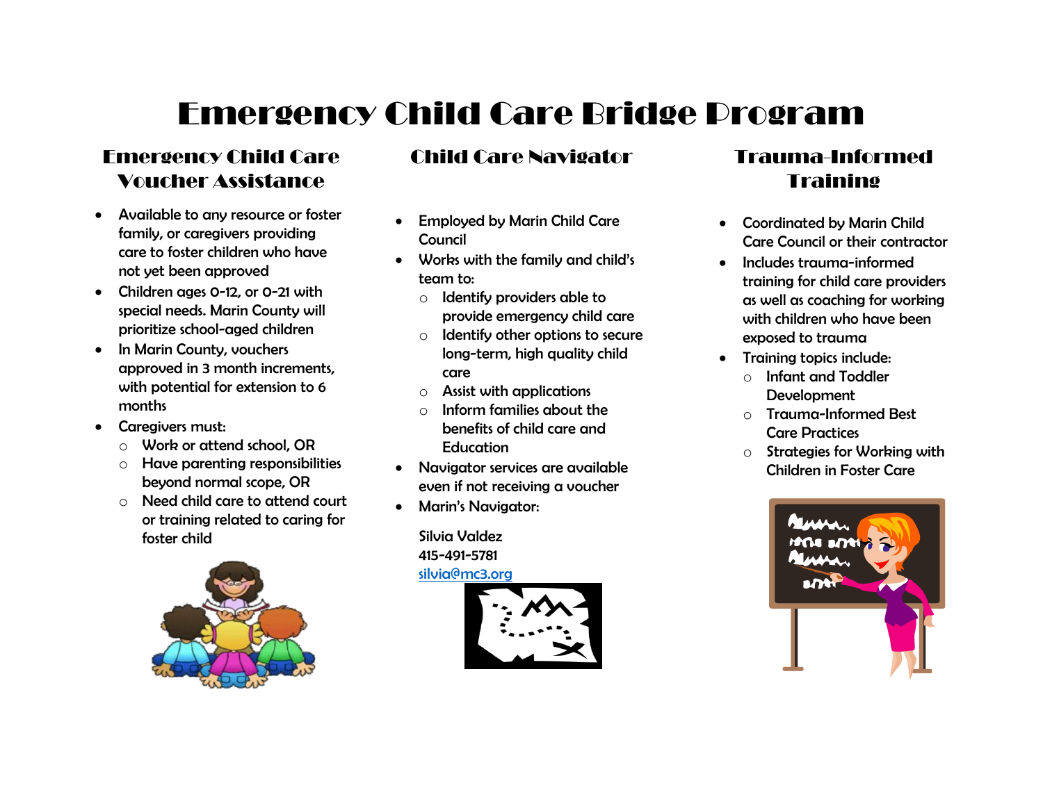# Emergency Child Care Bridge Program

## Emergency Child Care Voucher Assistance

- Available to any resource or foster family, or caregivers providing care to foster children who have not yet been approved
- Children ages 0-12, or 0-21 with special needs. Marin County will prioritize school-aged children
- In Marin County, vouchers approved in 3 month increments, with potential for extension to 6 months
- Caregivers must:
  - Work or attend school, OR
  - Have parenting responsibilities beyond normal scope, OR
  - Need child care to attend court or training related to caring for foster child

## Child Care Navigator

- Employed by Marin Child Care Council
- Works with the family and child's team to:
  - Identify providers able to provide emergency child care
  - Identify other options to secure long-term, high quality child care
  - Assist with applications
  - Inform families about the benefits of child care and Education
- Navigator services are available even if not receiving a voucher
- Marin's Navigator:

Silvia Valdez
415-491-5781
silvia@mc3.org

## Trauma-Informed Training

- Coordinated by Marin Child Care Council or their contractor
- Includes trauma-informed training for child care providers as well as coaching for working with children who have been exposed to trauma
- Training topics include:
  - Infant and Toddler Development
  - Trauma-Informed Best Care Practices
  - Strategies for Working with Children in Foster Care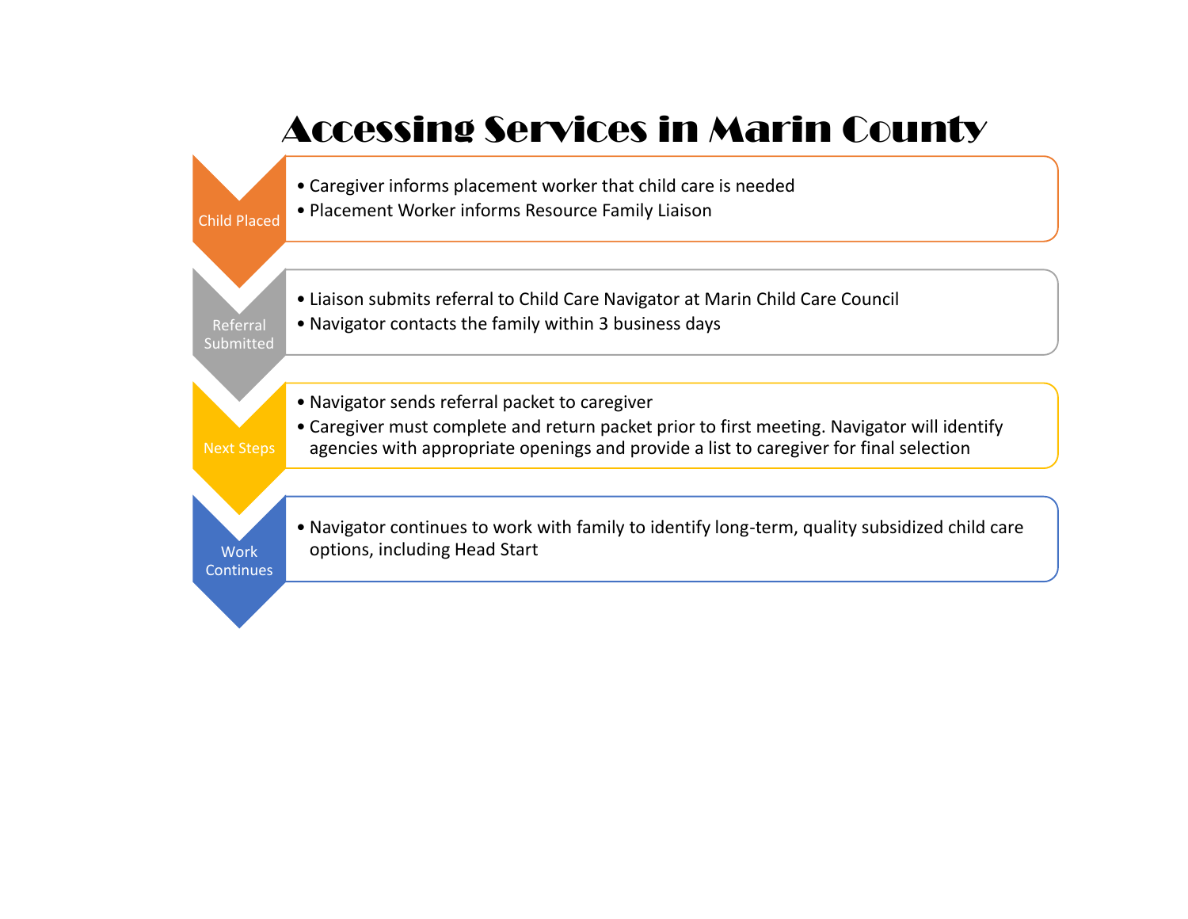# Accessing Services in Marin County

**Child Placed**

- Caregiver informs placement worker that child care is needed
- Placement Worker informs Resource Family Liaison

**Referral Submitted**

- Liaison submits referral to Child Care Navigator at Marin Child Care Council
- Navigator contacts the family within 3 business days

**Next Steps**

- Navigator sends referral packet to caregiver
- Caregiver must complete and return packet prior to first meeting. Navigator will identify agencies with appropriate openings and provide a list to caregiver for final selection

**Work Continues**

- Navigator continues to work with family to identify long-term, quality subsidized child care options, including Head Start